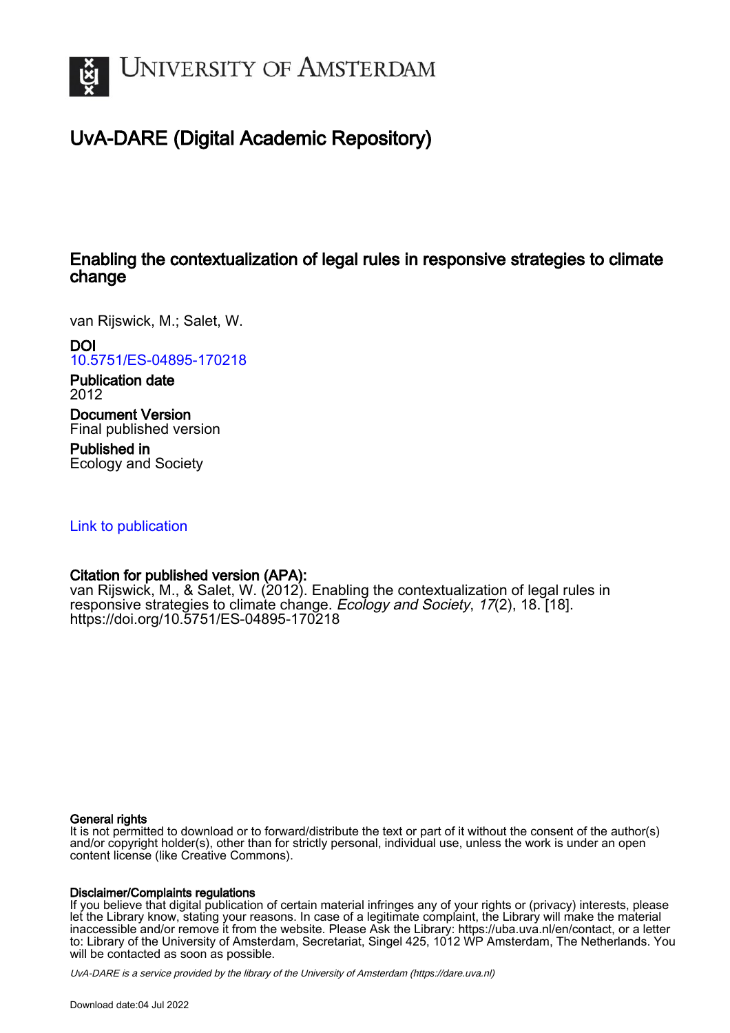# University of Amsterdam

## UvA-DARE (Digital Academic Repository)

### Enabling the contextualization of legal rules in responsive strategies to climate change

van Rijswick, M.; Salet, W.

**DOI**
10.5751/ES-04895-170218

**Publication date**
2012

**Document Version**
Final published version

**Published in**
Ecology and Society

Link to publication

**Citation for published version (APA):**
van Rijswick, M., & Salet, W. (2012). Enabling the contextualization of legal rules in responsive strategies to climate change. *Ecology and Society*, *17*(2), 18. [18]. https://doi.org/10.5751/ES-04895-170218

**General rights**
It is not permitted to download or to forward/distribute the text or part of it without the consent of the author(s) and/or copyright holder(s), other than for strictly personal, individual use, unless the work is under an open content license (like Creative Commons).

**Disclaimer/Complaints regulations**
If you believe that digital publication of certain material infringes any of your rights or (privacy) interests, please let the Library know, stating your reasons. In case of a legitimate complaint, the Library will make the material inaccessible and/or remove it from the website. Please Ask the Library: https://uba.uva.nl/en/contact, or a letter to: Library of the University of Amsterdam, Secretariat, Singel 425, 1012 WP Amsterdam, The Netherlands. You will be contacted as soon as possible.

*UvA-DARE is a service provided by the library of the University of Amsterdam (https://dare.uva.nl)*

Download date:04 Jul 2022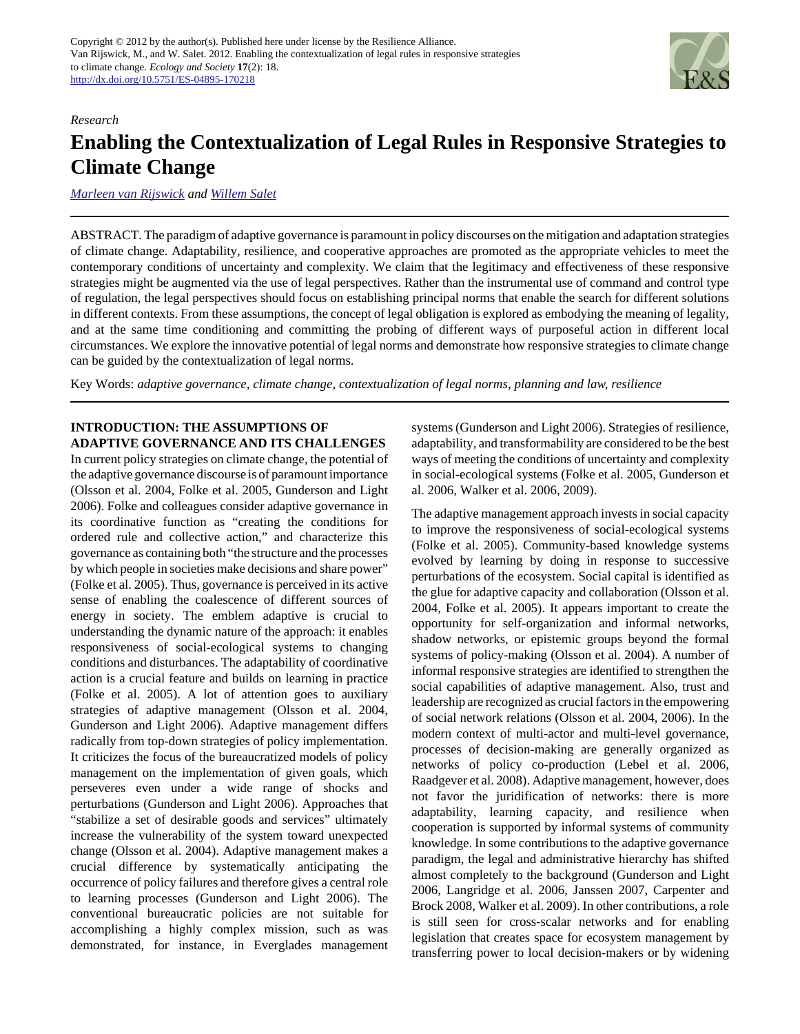Copyright © 2012 by the author(s). Published here under license by the Resilience Alliance.
Van Rijswick, M., and W. Salet. 2012. Enabling the contextualization of legal rules in responsive strategies to climate change. *Ecology and Society* **17**(2): 18.
http://dx.doi.org/10.5751/ES-04895-170218

*Research*

# Enabling the Contextualization of Legal Rules in Responsive Strategies to Climate Change

*Marleen van Rijswick* and *Willem Salet*

ABSTRACT. The paradigm of adaptive governance is paramount in policy discourses on the mitigation and adaptation strategies of climate change. Adaptability, resilience, and cooperative approaches are promoted as the appropriate vehicles to meet the contemporary conditions of uncertainty and complexity. We claim that the legitimacy and effectiveness of these responsive strategies might be augmented via the use of legal perspectives. Rather than the instrumental use of command and control type of regulation, the legal perspectives should focus on establishing principal norms that enable the search for different solutions in different contexts. From these assumptions, the concept of legal obligation is explored as embodying the meaning of legality, and at the same time conditioning and committing the probing of different ways of purposeful action in different local circumstances. We explore the innovative potential of legal norms and demonstrate how responsive strategies to climate change can be guided by the contextualization of legal norms.

Key Words: *adaptive governance, climate change, contextualization of legal norms, planning and law, resilience*

## INTRODUCTION: THE ASSUMPTIONS OF ADAPTIVE GOVERNANCE AND ITS CHALLENGES

In current policy strategies on climate change, the potential of the adaptive governance discourse is of paramount importance (Olsson et al. 2004, Folke et al. 2005, Gunderson and Light 2006). Folke and colleagues consider adaptive governance in its coordinative function as "creating the conditions for ordered rule and collective action," and characterize this governance as containing both "the structure and the processes by which people in societies make decisions and share power" (Folke et al. 2005). Thus, governance is perceived in its active sense of enabling the coalescence of different sources of energy in society. The emblem adaptive is crucial to understanding the dynamic nature of the approach: it enables responsiveness of social-ecological systems to changing conditions and disturbances. The adaptability of coordinative action is a crucial feature and builds on learning in practice (Folke et al. 2005). A lot of attention goes to auxiliary strategies of adaptive management (Olsson et al. 2004, Gunderson and Light 2006). Adaptive management differs radically from top-down strategies of policy implementation. It criticizes the focus of the bureaucratized models of policy management on the implementation of given goals, which perseveres even under a wide range of shocks and perturbations (Gunderson and Light 2006). Approaches that "stabilize a set of desirable goods and services" ultimately increase the vulnerability of the system toward unexpected change (Olsson et al. 2004). Adaptive management makes a crucial difference by systematically anticipating the occurrence of policy failures and therefore gives a central role to learning processes (Gunderson and Light 2006). The conventional bureaucratic policies are not suitable for accomplishing a highly complex mission, such as was demonstrated, for instance, in Everglades management systems (Gunderson and Light 2006). Strategies of resilience, adaptability, and transformability are considered to be the best ways of meeting the conditions of uncertainty and complexity in social-ecological systems (Folke et al. 2005, Gunderson et al. 2006, Walker et al. 2006, 2009).

The adaptive management approach invests in social capacity to improve the responsiveness of social-ecological systems (Folke et al. 2005). Community-based knowledge systems evolved by learning by doing in response to successive perturbations of the ecosystem. Social capital is identified as the glue for adaptive capacity and collaboration (Olsson et al. 2004, Folke et al. 2005). It appears important to create the opportunity for self-organization and informal networks, shadow networks, or epistemic groups beyond the formal systems of policy-making (Olsson et al. 2004). A number of informal responsive strategies are identified to strengthen the social capabilities of adaptive management. Also, trust and leadership are recognized as crucial factors in the empowering of social network relations (Olsson et al. 2004, 2006). In the modern context of multi-actor and multi-level governance, processes of decision-making are generally organized as networks of policy co-production (Lebel et al. 2006, Raadgever et al. 2008). Adaptive management, however, does not favor the juridification of networks: there is more adaptability, learning capacity, and resilience when cooperation is supported by informal systems of community knowledge. In some contributions to the adaptive governance paradigm, the legal and administrative hierarchy has shifted almost completely to the background (Gunderson and Light 2006, Langridge et al. 2006, Janssen 2007, Carpenter and Brock 2008, Walker et al. 2009). In other contributions, a role is still seen for cross-scalar networks and for enabling legislation that creates space for ecosystem management by transferring power to local decision-makers or by widening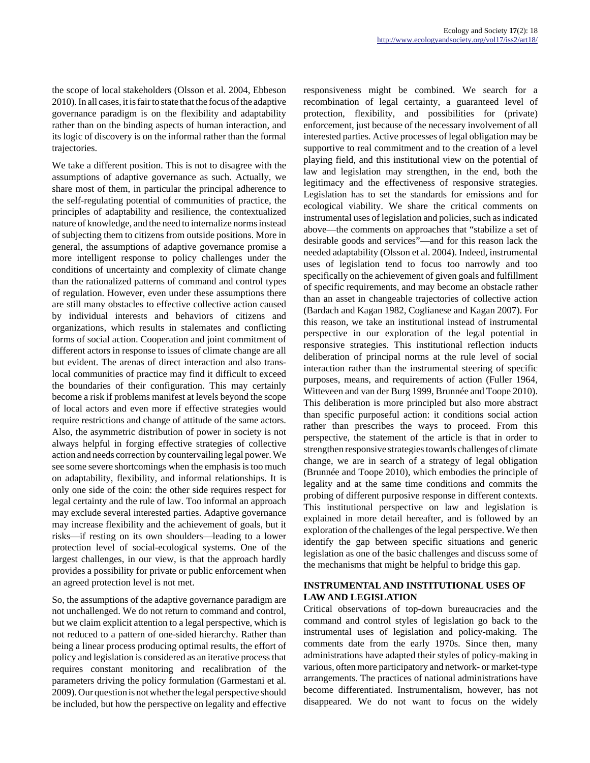the scope of local stakeholders (Olsson et al. 2004, Ebbeson 2010). In all cases, it is fair to state that the focus of the adaptive governance paradigm is on the flexibility and adaptability rather than on the binding aspects of human interaction, and its logic of discovery is on the informal rather than the formal trajectories.

We take a different position. This is not to disagree with the assumptions of adaptive governance as such. Actually, we share most of them, in particular the principal adherence to the self-regulating potential of communities of practice, the principles of adaptability and resilience, the contextualized nature of knowledge, and the need to internalize norms instead of subjecting them to citizens from outside positions. More in general, the assumptions of adaptive governance promise a more intelligent response to policy challenges under the conditions of uncertainty and complexity of climate change than the rationalized patterns of command and control types of regulation. However, even under these assumptions there are still many obstacles to effective collective action caused by individual interests and behaviors of citizens and organizations, which results in stalemates and conflicting forms of social action. Cooperation and joint commitment of different actors in response to issues of climate change are all but evident. The arenas of direct interaction and also trans-local communities of practice may find it difficult to exceed the boundaries of their configuration. This may certainly become a risk if problems manifest at levels beyond the scope of local actors and even more if effective strategies would require restrictions and change of attitude of the same actors. Also, the asymmetric distribution of power in society is not always helpful in forging effective strategies of collective action and needs correction by countervailing legal power. We see some severe shortcomings when the emphasis is too much on adaptability, flexibility, and informal relationships. It is only one side of the coin: the other side requires respect for legal certainty and the rule of law. Too informal an approach may exclude several interested parties. Adaptive governance may increase flexibility and the achievement of goals, but it risks—if resting on its own shoulders—leading to a lower protection level of social-ecological systems. One of the largest challenges, in our view, is that the approach hardly provides a possibility for private or public enforcement when an agreed protection level is not met.

So, the assumptions of the adaptive governance paradigm are not unchallenged. We do not return to command and control, but we claim explicit attention to a legal perspective, which is not reduced to a pattern of one-sided hierarchy. Rather than being a linear process producing optimal results, the effort of policy and legislation is considered as an iterative process that requires constant monitoring and recalibration of the parameters driving the policy formulation (Garmestani et al. 2009). Our question is not whether the legal perspective should be included, but how the perspective on legality and effective responsiveness might be combined. We search for a recombination of legal certainty, a guaranteed level of protection, flexibility, and possibilities for (private) enforcement, just because of the necessary involvement of all interested parties. Active processes of legal obligation may be supportive to real commitment and to the creation of a level playing field, and this institutional view on the potential of law and legislation may strengthen, in the end, both the legitimacy and the effectiveness of responsive strategies. Legislation has to set the standards for emissions and for ecological viability. We share the critical comments on instrumental uses of legislation and policies, such as indicated above—the comments on approaches that "stabilize a set of desirable goods and services"—and for this reason lack the needed adaptability (Olsson et al. 2004). Indeed, instrumental uses of legislation tend to focus too narrowly and too specifically on the achievement of given goals and fulfillment of specific requirements, and may become an obstacle rather than an asset in changeable trajectories of collective action (Bardach and Kagan 1982, Coglianese and Kagan 2007). For this reason, we take an institutional instead of instrumental perspective in our exploration of the legal potential in responsive strategies. This institutional reflection inducts deliberation of principal norms at the rule level of social interaction rather than the instrumental steering of specific purposes, means, and requirements of action (Fuller 1964, Witteveen and van der Burg 1999, Brunnée and Toope 2010). This deliberation is more principled but also more abstract than specific purposeful action: it conditions social action rather than prescribes the ways to proceed. From this perspective, the statement of the article is that in order to strengthen responsive strategies towards challenges of climate change, we are in search of a strategy of legal obligation (Brunnée and Toope 2010), which embodies the principle of legality and at the same time conditions and commits the probing of different purposive response in different contexts. This institutional perspective on law and legislation is explained in more detail hereafter, and is followed by an exploration of the challenges of the legal perspective. We then identify the gap between specific situations and generic legislation as one of the basic challenges and discuss some of the mechanisms that might be helpful to bridge this gap.

## INSTRUMENTAL AND INSTITUTIONAL USES OF LAW AND LEGISLATION

Critical observations of top-down bureaucracies and the command and control styles of legislation go back to the instrumental uses of legislation and policy-making. The comments date from the early 1970s. Since then, many administrations have adapted their styles of policy-making in various, often more participatory and network- or market-type arrangements. The practices of national administrations have become differentiated. Instrumentalism, however, has not disappeared. We do not want to focus on the widely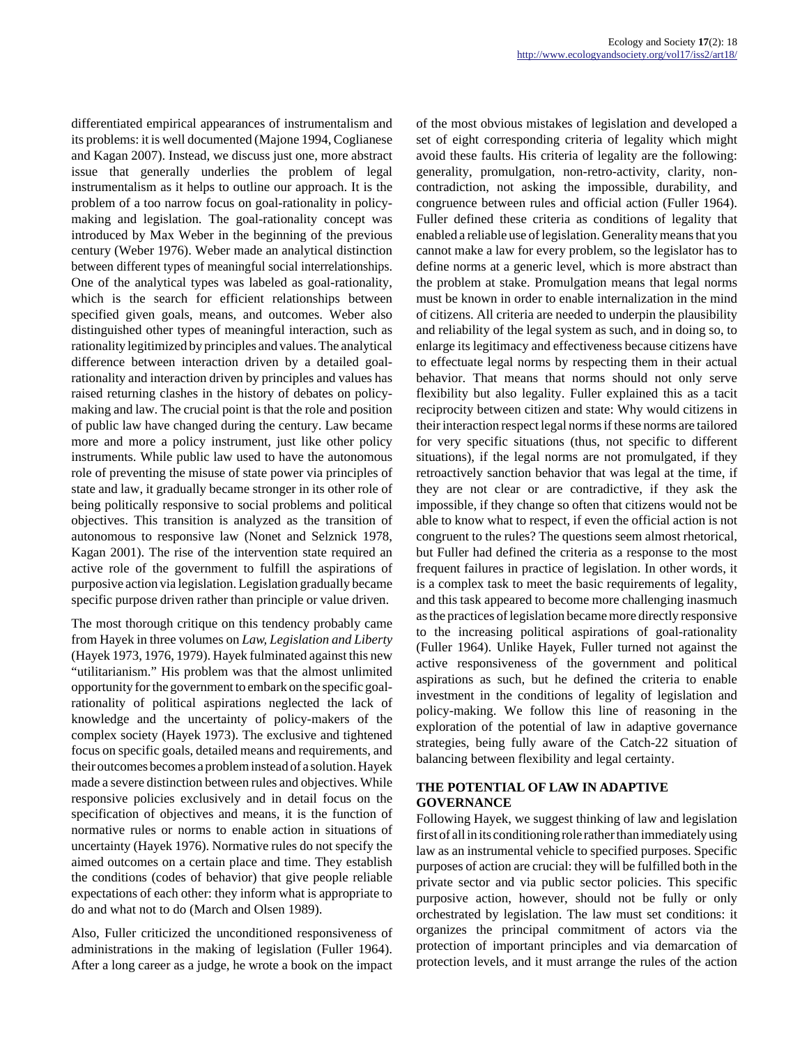differentiated empirical appearances of instrumentalism and its problems: it is well documented (Majone 1994, Coglianese and Kagan 2007). Instead, we discuss just one, more abstract issue that generally underlies the problem of legal instrumentalism as it helps to outline our approach. It is the problem of a too narrow focus on goal-rationality in policy-making and legislation. The goal-rationality concept was introduced by Max Weber in the beginning of the previous century (Weber 1976). Weber made an analytical distinction between different types of meaningful social interrelationships. One of the analytical types was labeled as goal-rationality, which is the search for efficient relationships between specified given goals, means, and outcomes. Weber also distinguished other types of meaningful interaction, such as rationality legitimized by principles and values. The analytical difference between interaction driven by a detailed goal-rationality and interaction driven by principles and values has raised returning clashes in the history of debates on policy-making and law. The crucial point is that the role and position of public law have changed during the century. Law became more and more a policy instrument, just like other policy instruments. While public law used to have the autonomous role of preventing the misuse of state power via principles of state and law, it gradually became stronger in its other role of being politically responsive to social problems and political objectives. This transition is analyzed as the transition of autonomous to responsive law (Nonet and Selznick 1978, Kagan 2001). The rise of the intervention state required an active role of the government to fulfill the aspirations of purposive action via legislation. Legislation gradually became specific purpose driven rather than principle or value driven.

The most thorough critique on this tendency probably came from Hayek in three volumes on *Law, Legislation and Liberty* (Hayek 1973, 1976, 1979). Hayek fulminated against this new "utilitarianism." His problem was that the almost unlimited opportunity for the government to embark on the specific goal-rationality of political aspirations neglected the lack of knowledge and the uncertainty of policy-makers of the complex society (Hayek 1973). The exclusive and tightened focus on specific goals, detailed means and requirements, and their outcomes becomes a problem instead of a solution. Hayek made a severe distinction between rules and objectives. While responsive policies exclusively and in detail focus on the specification of objectives and means, it is the function of normative rules or norms to enable action in situations of uncertainty (Hayek 1976). Normative rules do not specify the aimed outcomes on a certain place and time. They establish the conditions (codes of behavior) that give people reliable expectations of each other: they inform what is appropriate to do and what not to do (March and Olsen 1989).

Also, Fuller criticized the unconditioned responsiveness of administrations in the making of legislation (Fuller 1964). After a long career as a judge, he wrote a book on the impact of the most obvious mistakes of legislation and developed a set of eight corresponding criteria of legality which might avoid these faults. His criteria of legality are the following: generality, promulgation, non-retro-activity, clarity, non-contradiction, not asking the impossible, durability, and congruence between rules and official action (Fuller 1964). Fuller defined these criteria as conditions of legality that enabled a reliable use of legislation. Generality means that you cannot make a law for every problem, so the legislator has to define norms at a generic level, which is more abstract than the problem at stake. Promulgation means that legal norms must be known in order to enable internalization in the mind of citizens. All criteria are needed to underpin the plausibility and reliability of the legal system as such, and in doing so, to enlarge its legitimacy and effectiveness because citizens have to effectuate legal norms by respecting them in their actual behavior. That means that norms should not only serve flexibility but also legality. Fuller explained this as a tacit reciprocity between citizen and state: Why would citizens in their interaction respect legal norms if these norms are tailored for very specific situations (thus, not specific to different situations), if the legal norms are not promulgated, if they retroactively sanction behavior that was legal at the time, if they are not clear or are contradictive, if they ask the impossible, if they change so often that citizens would not be able to know what to respect, if even the official action is not congruent to the rules? The questions seem almost rhetorical, but Fuller had defined the criteria as a response to the most frequent failures in practice of legislation. In other words, it is a complex task to meet the basic requirements of legality, and this task appeared to become more challenging inasmuch as the practices of legislation became more directly responsive to the increasing political aspirations of goal-rationality (Fuller 1964). Unlike Hayek, Fuller turned not against the active responsiveness of the government and political aspirations as such, but he defined the criteria to enable investment in the conditions of legality of legislation and policy-making. We follow this line of reasoning in the exploration of the potential of law in adaptive governance strategies, being fully aware of the Catch-22 situation of balancing between flexibility and legal certainty.

## THE POTENTIAL OF LAW IN ADAPTIVE GOVERNANCE

Following Hayek, we suggest thinking of law and legislation first of all in its conditioning role rather than immediately using law as an instrumental vehicle to specified purposes. Specific purposes of action are crucial: they will be fulfilled both in the private sector and via public sector policies. This specific purposive action, however, should not be fully or only orchestrated by legislation. The law must set conditions: it organizes the principal commitment of actors via the protection of important principles and via demarcation of protection levels, and it must arrange the rules of the action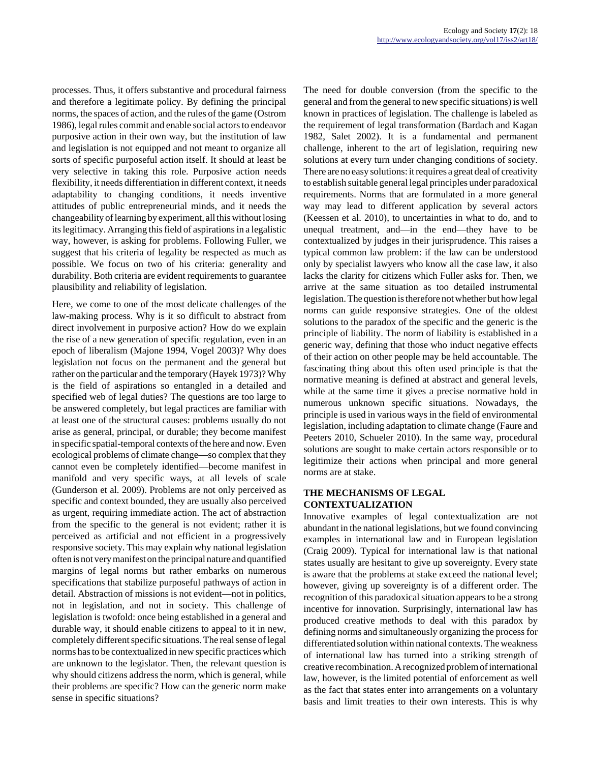processes. Thus, it offers substantive and procedural fairness and therefore a legitimate policy. By defining the principal norms, the spaces of action, and the rules of the game (Ostrom 1986), legal rules commit and enable social actors to endeavor purposive action in their own way, but the institution of law and legislation is not equipped and not meant to organize all sorts of specific purposeful action itself. It should at least be very selective in taking this role. Purposive action needs flexibility, it needs differentiation in different context, it needs adaptability to changing conditions, it needs inventive attitudes of public entrepreneurial minds, and it needs the changeability of learning by experiment, all this without losing its legitimacy. Arranging this field of aspirations in a legalistic way, however, is asking for problems. Following Fuller, we suggest that his criteria of legality be respected as much as possible. We focus on two of his criteria: generality and durability. Both criteria are evident requirements to guarantee plausibility and reliability of legislation.

Here, we come to one of the most delicate challenges of the law-making process. Why is it so difficult to abstract from direct involvement in purposive action? How do we explain the rise of a new generation of specific regulation, even in an epoch of liberalism (Majone 1994, Vogel 2003)? Why does legislation not focus on the permanent and the general but rather on the particular and the temporary (Hayek 1973)? Why is the field of aspirations so entangled in a detailed and specified web of legal duties? The questions are too large to be answered completely, but legal practices are familiar with at least one of the structural causes: problems usually do not arise as general, principal, or durable; they become manifest in specific spatial-temporal contexts of the here and now. Even ecological problems of climate change—so complex that they cannot even be completely identified—become manifest in manifold and very specific ways, at all levels of scale (Gunderson et al. 2009). Problems are not only perceived as specific and context bounded, they are usually also perceived as urgent, requiring immediate action. The act of abstraction from the specific to the general is not evident; rather it is perceived as artificial and not efficient in a progressively responsive society. This may explain why national legislation often is not very manifest on the principal nature and quantified margins of legal norms but rather embarks on numerous specifications that stabilize purposeful pathways of action in detail. Abstraction of missions is not evident—not in politics, not in legislation, and not in society. This challenge of legislation is twofold: once being established in a general and durable way, it should enable citizens to appeal to it in new, completely different specific situations. The real sense of legal norms has to be contextualized in new specific practices which are unknown to the legislator. Then, the relevant question is why should citizens address the norm, which is general, while their problems are specific? How can the generic norm make sense in specific situations?

The need for double conversion (from the specific to the general and from the general to new specific situations) is well known in practices of legislation. The challenge is labeled as the requirement of legal transformation (Bardach and Kagan 1982, Salet 2002). It is a fundamental and permanent challenge, inherent to the art of legislation, requiring new solutions at every turn under changing conditions of society. There are no easy solutions: it requires a great deal of creativity to establish suitable general legal principles under paradoxical requirements. Norms that are formulated in a more general way may lead to different application by several actors (Keessen et al. 2010), to uncertainties in what to do, and to unequal treatment, and—in the end—they have to be contextualized by judges in their jurisprudence. This raises a typical common law problem: if the law can be understood only by specialist lawyers who know all the case law, it also lacks the clarity for citizens which Fuller asks for. Then, we arrive at the same situation as too detailed instrumental legislation. The question is therefore not whether but how legal norms can guide responsive strategies. One of the oldest solutions to the paradox of the specific and the generic is the principle of liability. The norm of liability is established in a generic way, defining that those who induct negative effects of their action on other people may be held accountable. The fascinating thing about this often used principle is that the normative meaning is defined at abstract and general levels, while at the same time it gives a precise normative hold in numerous unknown specific situations. Nowadays, the principle is used in various ways in the field of environmental legislation, including adaptation to climate change (Faure and Peeters 2010, Schueler 2010). In the same way, procedural solutions are sought to make certain actors responsible or to legitimize their actions when principal and more general norms are at stake.

## THE MECHANISMS OF LEGAL CONTEXTUALIZATION

Innovative examples of legal contextualization are not abundant in the national legislations, but we found convincing examples in international law and in European legislation (Craig 2009). Typical for international law is that national states usually are hesitant to give up sovereignty. Every state is aware that the problems at stake exceed the national level; however, giving up sovereignty is of a different order. The recognition of this paradoxical situation appears to be a strong incentive for innovation. Surprisingly, international law has produced creative methods to deal with this paradox by defining norms and simultaneously organizing the process for differentiated solution within national contexts. The weakness of international law has turned into a striking strength of creative recombination. A recognized problem of international law, however, is the limited potential of enforcement as well as the fact that states enter into arrangements on a voluntary basis and limit treaties to their own interests. This is why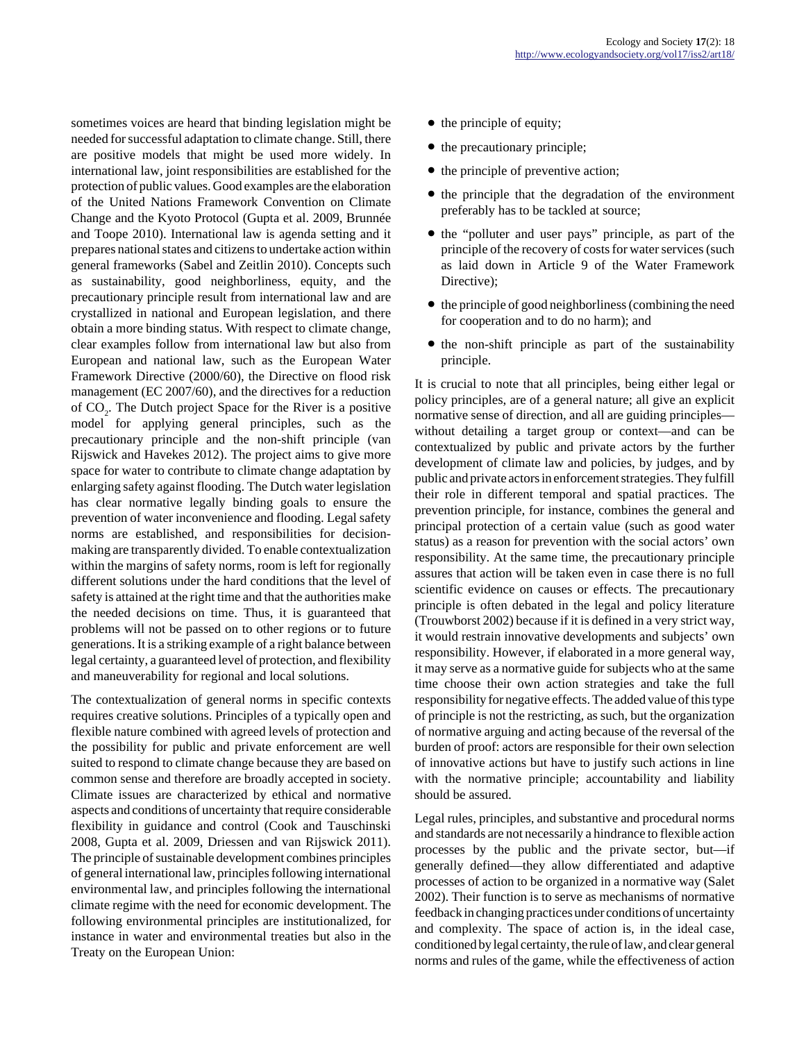sometimes voices are heard that binding legislation might be needed for successful adaptation to climate change. Still, there are positive models that might be used more widely. In international law, joint responsibilities are established for the protection of public values. Good examples are the elaboration of the United Nations Framework Convention on Climate Change and the Kyoto Protocol (Gupta et al. 2009, Brunnée and Toope 2010). International law is agenda setting and it prepares national states and citizens to undertake action within general frameworks (Sabel and Zeitlin 2010). Concepts such as sustainability, good neighborliness, equity, and the precautionary principle result from international law and are crystallized in national and European legislation, and there obtain a more binding status. With respect to climate change, clear examples follow from international law but also from European and national law, such as the European Water Framework Directive (2000/60), the Directive on flood risk management (EC 2007/60), and the directives for a reduction of $CO_2$. The Dutch project Space for the River is a positive model for applying general principles, such as the precautionary principle and the non-shift principle (van Rijswick and Havekes 2012). The project aims to give more space for water to contribute to climate change adaptation by enlarging safety against flooding. The Dutch water legislation has clear normative legally binding goals to ensure the prevention of water inconvenience and flooding. Legal safety norms are established, and responsibilities for decision-making are transparently divided. To enable contextualization within the margins of safety norms, room is left for regionally different solutions under the hard conditions that the level of safety is attained at the right time and that the authorities make the needed decisions on time. Thus, it is guaranteed that problems will not be passed on to other regions or to future generations. It is a striking example of a right balance between legal certainty, a guaranteed level of protection, and flexibility and maneuverability for regional and local solutions.

The contextualization of general norms in specific contexts requires creative solutions. Principles of a typically open and flexible nature combined with agreed levels of protection and the possibility for public and private enforcement are well suited to respond to climate change because they are based on common sense and therefore are broadly accepted in society. Climate issues are characterized by ethical and normative aspects and conditions of uncertainty that require considerable flexibility in guidance and control (Cook and Tauschinski 2008, Gupta et al. 2009, Driessen and van Rijswick 2011). The principle of sustainable development combines principles of general international law, principles following international environmental law, and principles following the international climate regime with the need for economic development. The following environmental principles are institutionalized, for instance in water and environmental treaties but also in the Treaty on the European Union:

- the principle of equity;
- the precautionary principle;
- the principle of preventive action;
- the principle that the degradation of the environment preferably has to be tackled at source;
- the "polluter and user pays" principle, as part of the principle of the recovery of costs for water services (such as laid down in Article 9 of the Water Framework Directive);
- the principle of good neighborliness (combining the need for cooperation and to do no harm); and
- the non-shift principle as part of the sustainability principle.

It is crucial to note that all principles, being either legal or policy principles, are of a general nature; all give an explicit normative sense of direction, and all are guiding principles—without detailing a target group or context—and can be contextualized by public and private actors by the further development of climate law and policies, by judges, and by public and private actors in enforcement strategies. They fulfill their role in different temporal and spatial practices. The prevention principle, for instance, combines the general and principal protection of a certain value (such as good water status) as a reason for prevention with the social actors' own responsibility. At the same time, the precautionary principle assures that action will be taken even in case there is no full scientific evidence on causes or effects. The precautionary principle is often debated in the legal and policy literature (Trouwborst 2002) because if it is defined in a very strict way, it would restrain innovative developments and subjects' own responsibility. However, if elaborated in a more general way, it may serve as a normative guide for subjects who at the same time choose their own action strategies and take the full responsibility for negative effects. The added value of this type of principle is not the restricting, as such, but the organization of normative arguing and acting because of the reversal of the burden of proof: actors are responsible for their own selection of innovative actions but have to justify such actions in line with the normative principle; accountability and liability should be assured.

Legal rules, principles, and substantive and procedural norms and standards are not necessarily a hindrance to flexible action processes by the public and the private sector, but—if generally defined—they allow differentiated and adaptive processes of action to be organized in a normative way (Salet 2002). Their function is to serve as mechanisms of normative feedback in changing practices under conditions of uncertainty and complexity. The space of action is, in the ideal case, conditioned by legal certainty, the rule of law, and clear general norms and rules of the game, while the effectiveness of action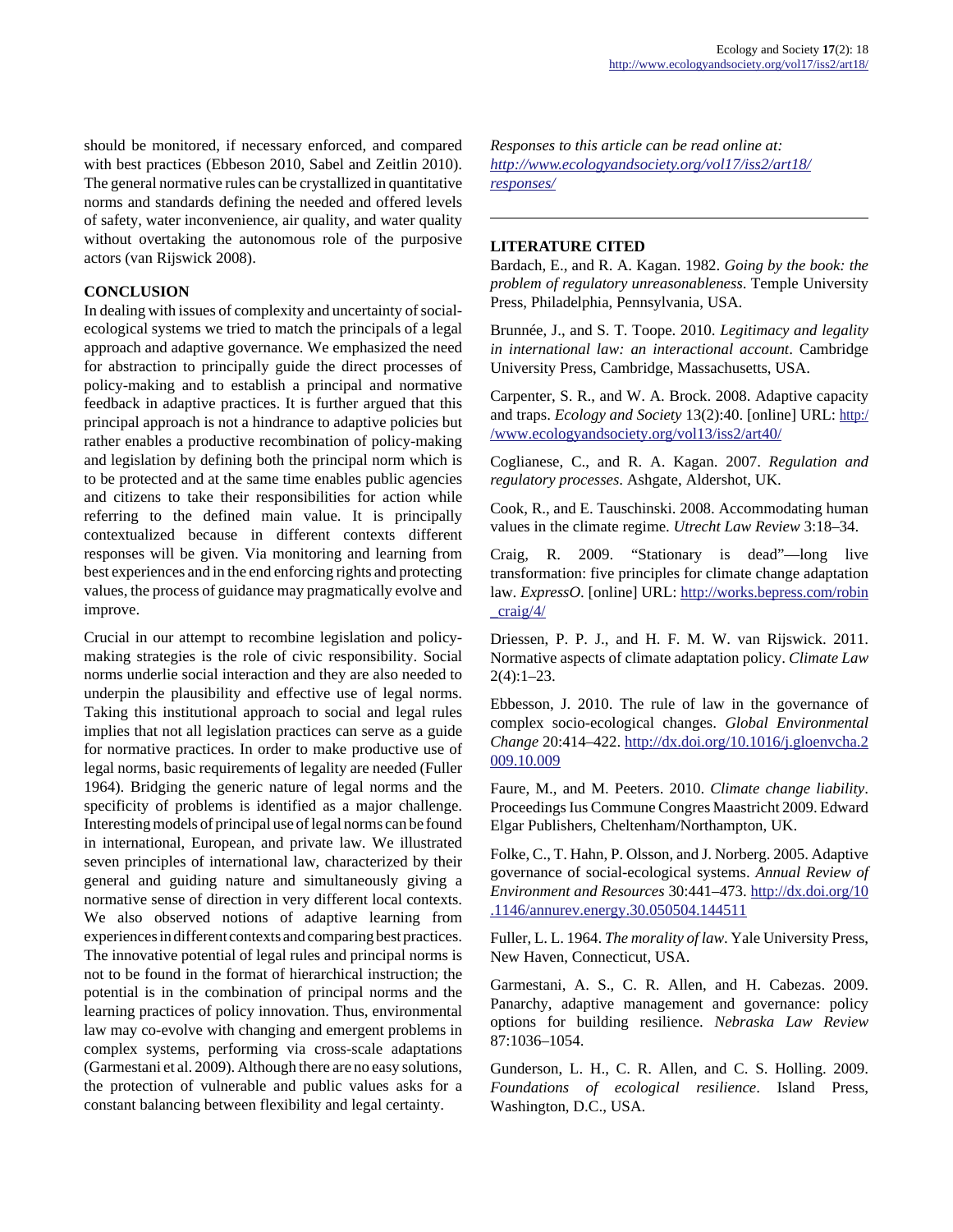should be monitored, if necessary enforced, and compared with best practices (Ebbeson 2010, Sabel and Zeitlin 2010). The general normative rules can be crystallized in quantitative norms and standards defining the needed and offered levels of safety, water inconvenience, air quality, and water quality without overtaking the autonomous role of the purposive actors (van Rijswick 2008).

## CONCLUSION

In dealing with issues of complexity and uncertainty of social-ecological systems we tried to match the principals of a legal approach and adaptive governance. We emphasized the need for abstraction to principally guide the direct processes of policy-making and to establish a principal and normative feedback in adaptive practices. It is further argued that this principal approach is not a hindrance to adaptive policies but rather enables a productive recombination of policy-making and legislation by defining both the principal norm which is to be protected and at the same time enables public agencies and citizens to take their responsibilities for action while referring to the defined main value. It is principally contextualized because in different contexts different responses will be given. Via monitoring and learning from best experiences and in the end enforcing rights and protecting values, the process of guidance may pragmatically evolve and improve.

Crucial in our attempt to recombine legislation and policy-making strategies is the role of civic responsibility. Social norms underlie social interaction and they are also needed to underpin the plausibility and effective use of legal norms. Taking this institutional approach to social and legal rules implies that not all legislation practices can serve as a guide for normative practices. In order to make productive use of legal norms, basic requirements of legality are needed (Fuller 1964). Bridging the generic nature of legal norms and the specificity of problems is identified as a major challenge. Interesting models of principal use of legal norms can be found in international, European, and private law. We illustrated seven principles of international law, characterized by their general and guiding nature and simultaneously giving a normative sense of direction in very different local contexts. We also observed notions of adaptive learning from experiences in different contexts and comparing best practices. The innovative potential of legal rules and principal norms is not to be found in the format of hierarchical instruction; the potential is in the combination of principal norms and the learning practices of policy innovation. Thus, environmental law may co-evolve with changing and emergent problems in complex systems, performing via cross-scale adaptations (Garmestani et al. 2009). Although there are no easy solutions, the protection of vulnerable and public values asks for a constant balancing between flexibility and legal certainty.

*Responses to this article can be read online at:* *http://www.ecologyandsociety.org/vol17/iss2/art18/responses/*

---

## LITERATURE CITED

Bardach, E., and R. A. Kagan. 1982. *Going by the book: the problem of regulatory unreasonableness*. Temple University Press, Philadelphia, Pennsylvania, USA.

Brunnée, J., and S. T. Toope. 2010. *Legitimacy and legality in international law: an interactional account*. Cambridge University Press, Cambridge, Massachusetts, USA.

Carpenter, S. R., and W. A. Brock. 2008. Adaptive capacity and traps. *Ecology and Society* 13(2):40. [online] URL: http://www.ecologyandsociety.org/vol13/iss2/art40/

Coglianese, C., and R. A. Kagan. 2007. *Regulation and regulatory processes*. Ashgate, Aldershot, UK.

Cook, R., and E. Tauschinski. 2008. Accommodating human values in the climate regime. *Utrecht Law Review* 3:18–34.

Craig, R. 2009. "Stationary is dead"—long live transformation: five principles for climate change adaptation law. *ExpressO*. [online] URL: http://works.bepress.com/robin_craig/4/

Driessen, P. P. J., and H. F. M. W. van Rijswick. 2011. Normative aspects of climate adaptation policy. *Climate Law* 2(4):1–23.

Ebbesson, J. 2010. The rule of law in the governance of complex socio-ecological changes. *Global Environmental Change* 20:414–422. http://dx.doi.org/10.1016/j.gloenvcha.2009.10.009

Faure, M., and M. Peeters. 2010. *Climate change liability*. Proceedings Ius Commune Congres Maastricht 2009. Edward Elgar Publishers, Cheltenham/Northampton, UK.

Folke, C., T. Hahn, P. Olsson, and J. Norberg. 2005. Adaptive governance of social-ecological systems. *Annual Review of Environment and Resources* 30:441–473. http://dx.doi.org/10.1146/annurev.energy.30.050504.144511

Fuller, L. L. 1964. *The morality of law*. Yale University Press, New Haven, Connecticut, USA.

Garmestani, A. S., C. R. Allen, and H. Cabezas. 2009. Panarchy, adaptive management and governance: policy options for building resilience. *Nebraska Law Review* 87:1036–1054.

Gunderson, L. H., C. R. Allen, and C. S. Holling. 2009. *Foundations of ecological resilience*. Island Press, Washington, D.C., USA.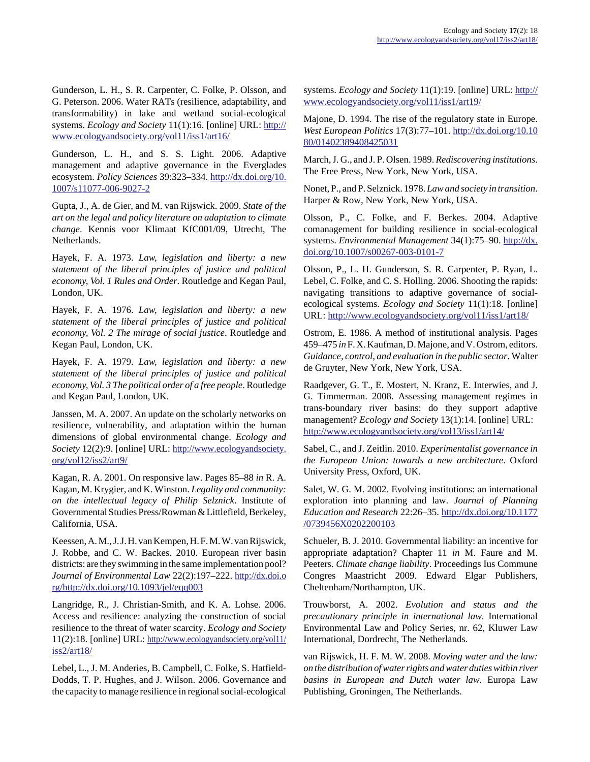Gunderson, L. H., S. R. Carpenter, C. Folke, P. Olsson, and G. Peterson. 2006. Water RATs (resilience, adaptability, and transformability) in lake and wetland social-ecological systems. *Ecology and Society* 11(1):16. [online] URL: http://www.ecologyandsociety.org/vol11/iss1/art16/

Gunderson, L. H., and S. S. Light. 2006. Adaptive management and adaptive governance in the Everglades ecosystem. *Policy Sciences* 39:323–334. http://dx.doi.org/10.1007/s11077-006-9027-2

Gupta, J., A. de Gier, and M. van Rijswick. 2009. *State of the art on the legal and policy literature on adaptation to climate change*. Kennis voor Klimaat KfC001/09, Utrecht, The Netherlands.

Hayek, F. A. 1973. *Law, legislation and liberty: a new statement of the liberal principles of justice and political economy, Vol. 1 Rules and Order*. Routledge and Kegan Paul, London, UK.

Hayek, F. A. 1976. *Law, legislation and liberty: a new statement of the liberal principles of justice and political economy, Vol. 2 The mirage of social justice*. Routledge and Kegan Paul, London, UK.

Hayek, F. A. 1979. *Law, legislation and liberty: a new statement of the liberal principles of justice and political economy, Vol. 3 The political order of a free people*. Routledge and Kegan Paul, London, UK.

Janssen, M. A. 2007. An update on the scholarly networks on resilience, vulnerability, and adaptation within the human dimensions of global environmental change. *Ecology and Society* 12(2):9. [online] URL: http://www.ecologyandsociety.org/vol12/iss2/art9/

Kagan, R. A. 2001. On responsive law. Pages 85–88 *in* R. A. Kagan, M. Krygier, and K. Winston. *Legality and community: on the intellectual legacy of Philip Selznick*. Institute of Governmental Studies Press/Rowman & Littlefield, Berkeley, California, USA.

Keessen, A. M., J. J. H. van Kempen, H. F. M. W. van Rijswick, J. Robbe, and C. W. Backes. 2010. European river basin districts: are they swimming in the same implementation pool? *Journal of Environmental Law* 22(2):197–222. http://dx.doi.org/http://dx.doi.org/10.1093/jel/eqq003

Langridge, R., J. Christian-Smith, and K. A. Lohse. 2006. Access and resilience: analyzing the construction of social resilience to the threat of water scarcity. *Ecology and Society* 11(2):18. [online] URL: http://www.ecologyandsociety.org/vol11/iss2/art18/

Lebel, L., J. M. Anderies, B. Campbell, C. Folke, S. Hatfield-Dodds, T. P. Hughes, and J. Wilson. 2006. Governance and the capacity to manage resilience in regional social-ecological systems. *Ecology and Society* 11(1):19. [online] URL: http://www.ecologyandsociety.org/vol11/iss1/art19/

Majone, D. 1994. The rise of the regulatory state in Europe. *West European Politics* 17(3):77–101. http://dx.doi.org/10.1080/01402389408425031

March, J. G., and J. P. Olsen. 1989. *Rediscovering institutions*. The Free Press, New York, New York, USA.

Nonet, P., and P. Selznick. 1978. *Law and society in transition*. Harper & Row, New York, New York, USA.

Olsson, P., C. Folke, and F. Berkes. 2004. Adaptive comanagement for building resilience in social-ecological systems. *Environmental Management* 34(1):75–90. http://dx.doi.org/10.1007/s00267-003-0101-7

Olsson, P., L. H. Gunderson, S. R. Carpenter, P. Ryan, L. Lebel, C. Folke, and C. S. Holling. 2006. Shooting the rapids: navigating transitions to adaptive governance of social-ecological systems. *Ecology and Society* 11(1):18. [online] URL: http://www.ecologyandsociety.org/vol11/iss1/art18/

Ostrom, E. 1986. A method of institutional analysis. Pages 459–475 *in* F. X. Kaufman, D. Majone, and V. Ostrom, editors. *Guidance, control, and evaluation in the public sector*. Walter de Gruyter, New York, New York, USA.

Raadgever, G. T., E. Mostert, N. Kranz, E. Interwies, and J. G. Timmerman. 2008. Assessing management regimes in trans-boundary river basins: do they support adaptive management? *Ecology and Society* 13(1):14. [online] URL: http://www.ecologyandsociety.org/vol13/iss1/art14/

Sabel, C., and J. Zeitlin. 2010. *Experimentalist governance in the European Union: towards a new architecture*. Oxford University Press, Oxford, UK.

Salet, W. G. M. 2002. Evolving institutions: an international exploration into planning and law. *Journal of Planning Education and Research* 22:26–35. http://dx.doi.org/10.1177/0739456X0202200103

Schueler, B. J. 2010. Governmental liability: an incentive for appropriate adaptation? Chapter 11 *in* M. Faure and M. Peeters. *Climate change liability*. Proceedings Ius Commune Congres Maastricht 2009. Edward Elgar Publishers, Cheltenham/Northampton, UK.

Trouwborst, A. 2002. *Evolution and status and the precautionary principle in international law*. International Environmental Law and Policy Series, nr. 62, Kluwer Law International, Dordrecht, The Netherlands.

van Rijswick, H. F. M. W. 2008. *Moving water and the law: on the distribution of water rights and water duties within river basins in European and Dutch water law*. Europa Law Publishing, Groningen, The Netherlands.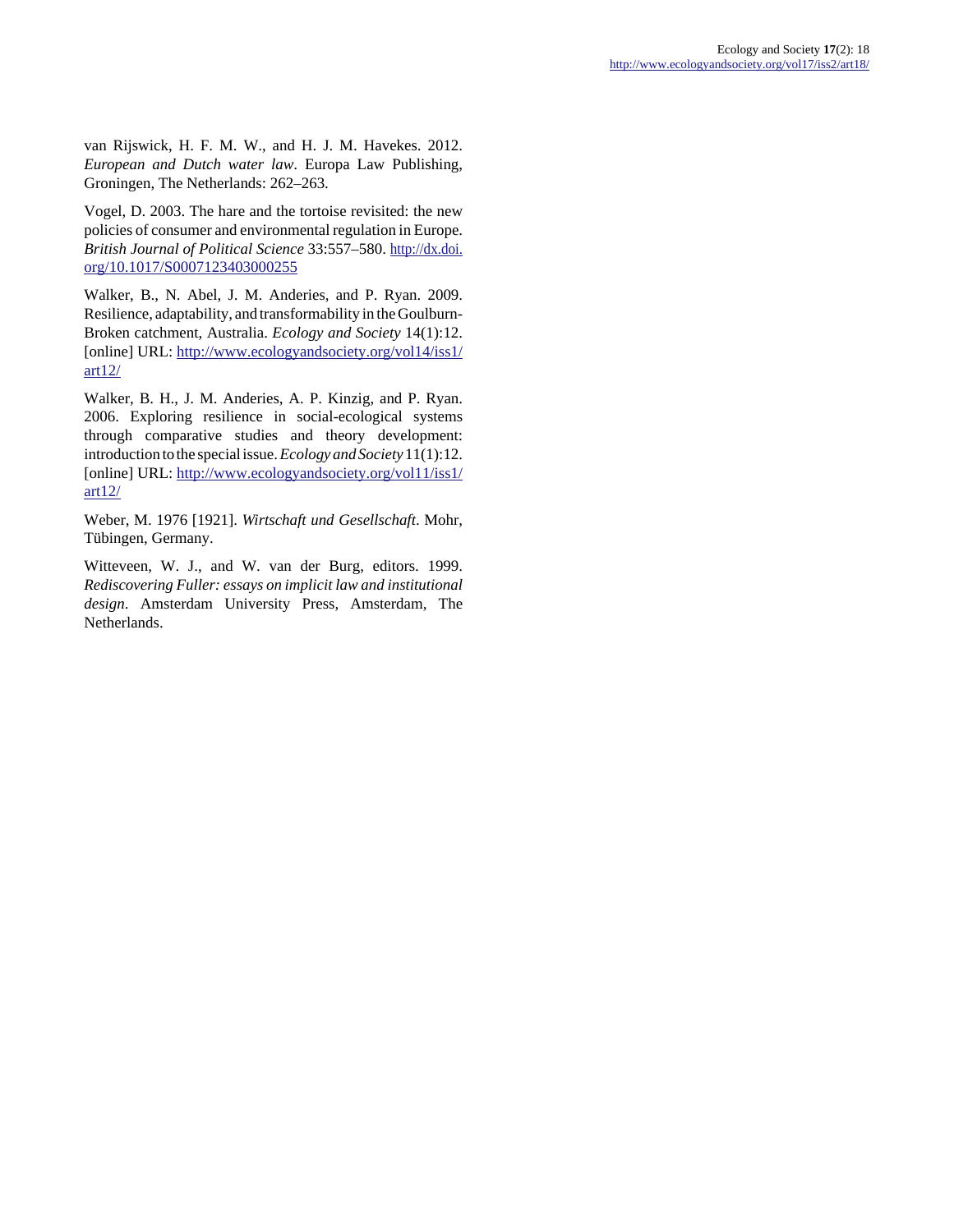van Rijswick, H. F. M. W., and H. J. M. Havekes. 2012. *European and Dutch water law*. Europa Law Publishing, Groningen, The Netherlands: 262–263.

Vogel, D. 2003. The hare and the tortoise revisited: the new policies of consumer and environmental regulation in Europe. *British Journal of Political Science* 33:557–580. http://dx.doi.org/10.1017/S0007123403000255

Walker, B., N. Abel, J. M. Anderies, and P. Ryan. 2009. Resilience, adaptability, and transformability in the Goulburn-Broken catchment, Australia. *Ecology and Society* 14(1):12. [online] URL: http://www.ecologyandsociety.org/vol14/iss1/art12/

Walker, B. H., J. M. Anderies, A. P. Kinzig, and P. Ryan. 2006. Exploring resilience in social-ecological systems through comparative studies and theory development: introduction to the special issue. *Ecology and Society* 11(1):12. [online] URL: http://www.ecologyandsociety.org/vol11/iss1/art12/

Weber, M. 1976 [1921]. *Wirtschaft und Gesellschaft*. Mohr, Tübingen, Germany.

Witteveen, W. J., and W. van der Burg, editors. 1999. *Rediscovering Fuller: essays on implicit law and institutional design*. Amsterdam University Press, Amsterdam, The Netherlands.